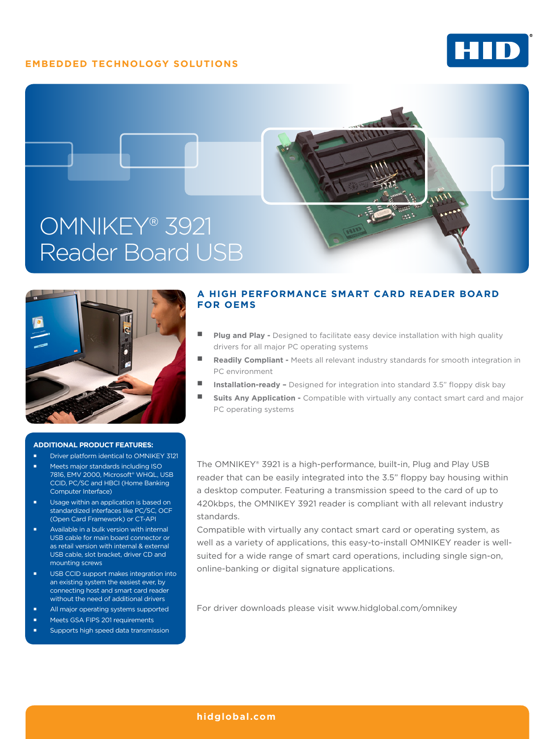EMBEDDED TECHNOLOGY SOLUTIONS

# OMNIKEY® 3921 Reader Board USB

## A HIGH PERFORMANCE SMART CARD READER BOARD FOR OEMS

- **Plug and Play -** Designed to facilitate easy device installation with high quality drivers for all major PC operating systems
- **Readily Compliant -** Meets all relevant industry standards for smooth integration in PC environment
- **Installation-ready –** Designed for integration into standard 3.5" floppy disk bay
- **Suits Any Application -** Compatible with virtually any contact smart card and major PC operating systems

The OMNIKEY® 3921 is a high-performance, built-in, Plug and Play USB reader that can be easily integrated into the 3.5" floppy bay housing within a desktop computer. Featuring a transmission speed to the card of up to 420kbps, the OMNIKEY 3921 reader is compliant with all relevant industry standards.

Compatible with virtually any contact smart card or operating system, as well as a variety of applications, this easy-to-install OMNIKEY reader is well-suited for a wide range of smart card operations, including single sign-on, online-banking or digital signature applications.

For driver downloads please visit www.hidglobal.com/omnikey

### ADDITIONAL PRODUCT FEATURES:

- Driver platform identical to OMNIKEY 3121
- Meets major standards including ISO 7816, EMV 2000, Microsoft® WHQL, USB CCID, PC/SC and HBCI (Home Banking Computer Interface)
- Usage within an application is based on standardized interfaces like PC/SC, OCF (Open Card Framework) or CT-API
- Available in a bulk version with internal USB cable for main board connector or as retail version with internal & external USB cable, slot bracket, driver CD and mounting screws
- USB CCID support makes integration into an existing system the easiest ever, by connecting host and smart card reader without the need of additional drivers
- All major operating systems supported
- Meets GSA FIPS 201 requirements
- Supports high speed data transmission

hidglobal.com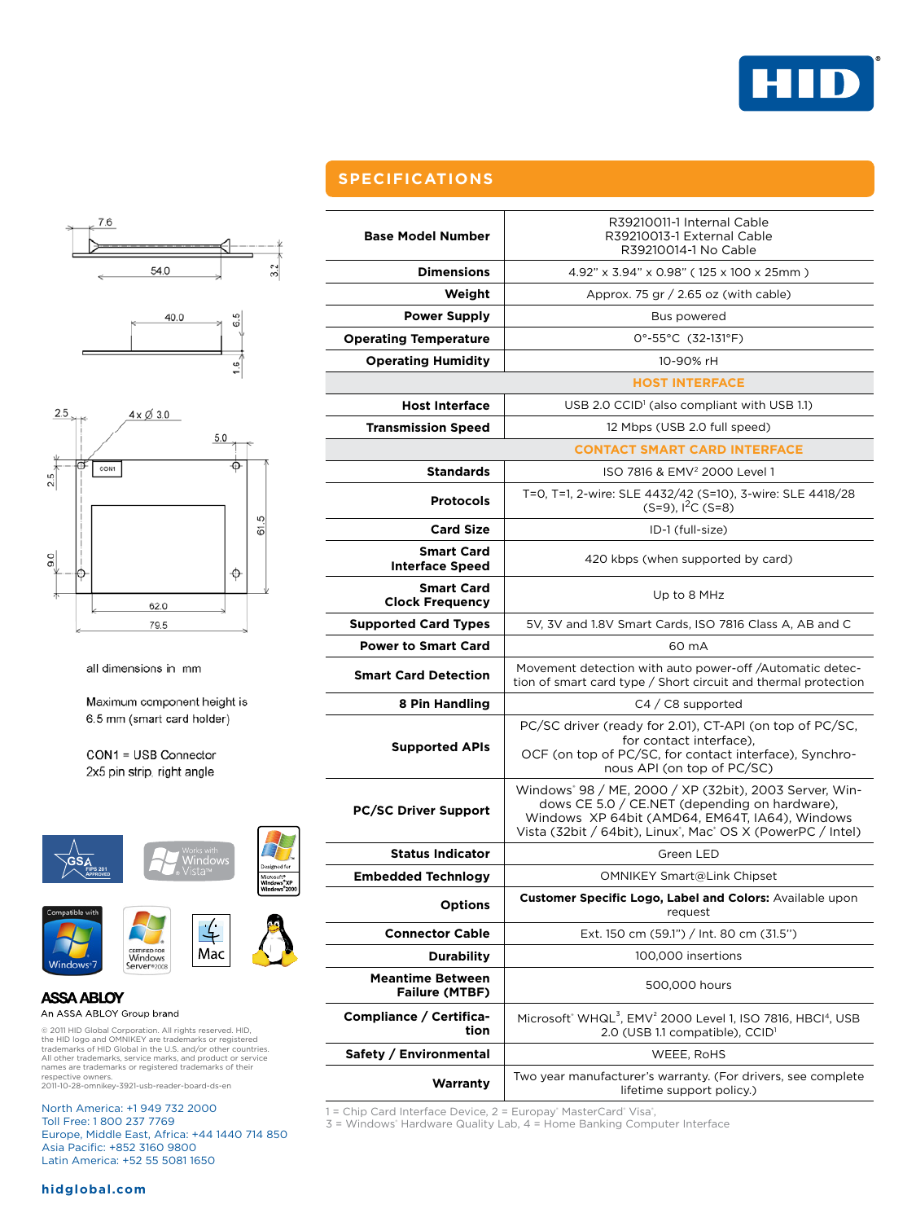## SPECIFICATIONS

| | |
|---|---|
| **Base Model Number** | R39210011-1 Internal Cable<br>R39210013-1 External Cable<br>R39210014-1 No Cable |
| **Dimensions** | 4.92" x 3.94" x 0.98" ( 125 x 100 x 25mm ) |
| **Weight** | Approx. 75 gr / 2.65 oz (with cable) |
| **Power Supply** | Bus powered |
| **Operating Temperature** | 0°-55°C (32-131°F) |
| **Operating Humidity** | 10-90% rH |
| **HOST INTERFACE** | |
| **Host Interface** | USB 2.0 CCID[1] (also compliant with USB 1.1) |
| **Transmission Speed** | 12 Mbps (USB 2.0 full speed) |
| **CONTACT SMART CARD INTERFACE** | |
| **Standards** | ISO 7816 & EMV[2] 2000 Level 1 |
| **Protocols** | T=0, T=1, 2-wire: SLE 4432/42 (S=10), 3-wire: SLE 4418/28 (S=9), $I^2C$ (S=8) |
| **Card Size** | ID-1 (full-size) |
| **Smart Card Interface Speed** | 420 kbps (when supported by card) |
| **Smart Card Clock Frequency** | Up to 8 MHz |
| **Supported Card Types** | 5V, 3V and 1.8V Smart Cards, ISO 7816 Class A, AB and C |
| **Power to Smart Card** | 60 mA |
| **Smart Card Detection** | Movement detection with auto power-off /Automatic detection of smart card type / Short circuit and thermal protection |
| **8 Pin Handling** | C4 / C8 supported |
| **Supported APIs** | PC/SC driver (ready for 2.01), CT-API (on top of PC/SC, for contact interface), OCF (on top of PC/SC, for contact interface), Synchronous API (on top of PC/SC) |
| **PC/SC Driver Support** | Windows® 98 / ME, 2000 / XP (32bit), 2003 Server, Windows CE 5.0 / CE.NET (depending on hardware), Windows XP 64bit (AMD64, EM64T, IA64), Windows Vista (32bit / 64bit), Linux®, Mac® OS X (PowerPC / Intel) |
| **Status Indicator** | Green LED |
| **Embedded Technlogy** | OMNIKEY Smart@Link Chipset |
| **Options** | **Customer Specific Logo, Label and Colors:** Available upon request |
| **Connector Cable** | Ext. 150 cm (59.1") / Int. 80 cm (31.5") |
| **Durability** | 100,000 insertions |
| **Meantime Between Failure (MTBF)** | 500,000 hours |
| **Compliance / Certification** | Microsoft® WHQL[3], EMV[2] 2000 Level 1, ISO 7816, HBCI[4], USB 2.0 (USB 1.1 compatible), CCID[1] |
| **Safety / Environmental** | WEEE, RoHS |
| **Warranty** | Two year manufacturer's warranty. (For drivers, see complete lifetime support policy.) |

1 = Chip Card Interface Device, 2 = Europay® MasterCard® Visa®,
3 = Windows® Hardware Quality Lab, 4 = Home Banking Computer Interface

7.6
54.0
3.2
40.0
6.5
1.6
2.5
4 x Ø 3.0
5.0
CON1
2.5
61.5
9.0
62.0
79.5

all dimensions in mm

Maximum component height is 6.5 mm (smart card holder)

CON1 = USB Connector
2x5 pin strip, right angle

ASSA ABLOY
An ASSA ABLOY Group brand

© 2011 HID Global Corporation. All rights reserved. HID, the HID logo and OMNIKEY are trademarks or registered trademarks of HID Global in the U.S. and/or other countries. All other trademarks, service marks, and product or service names are trademarks or registered trademarks of their respective owners.
2011-10-28-omnikey-3921-usb-reader-board-ds-en

North America: +1 949 732 2000
Toll Free: 1 800 237 7769
Europe, Middle East, Africa: +44 1440 714 850
Asia Pacific: +852 3160 9800
Latin America: +52 55 5081 1650

**hidglobal.com**